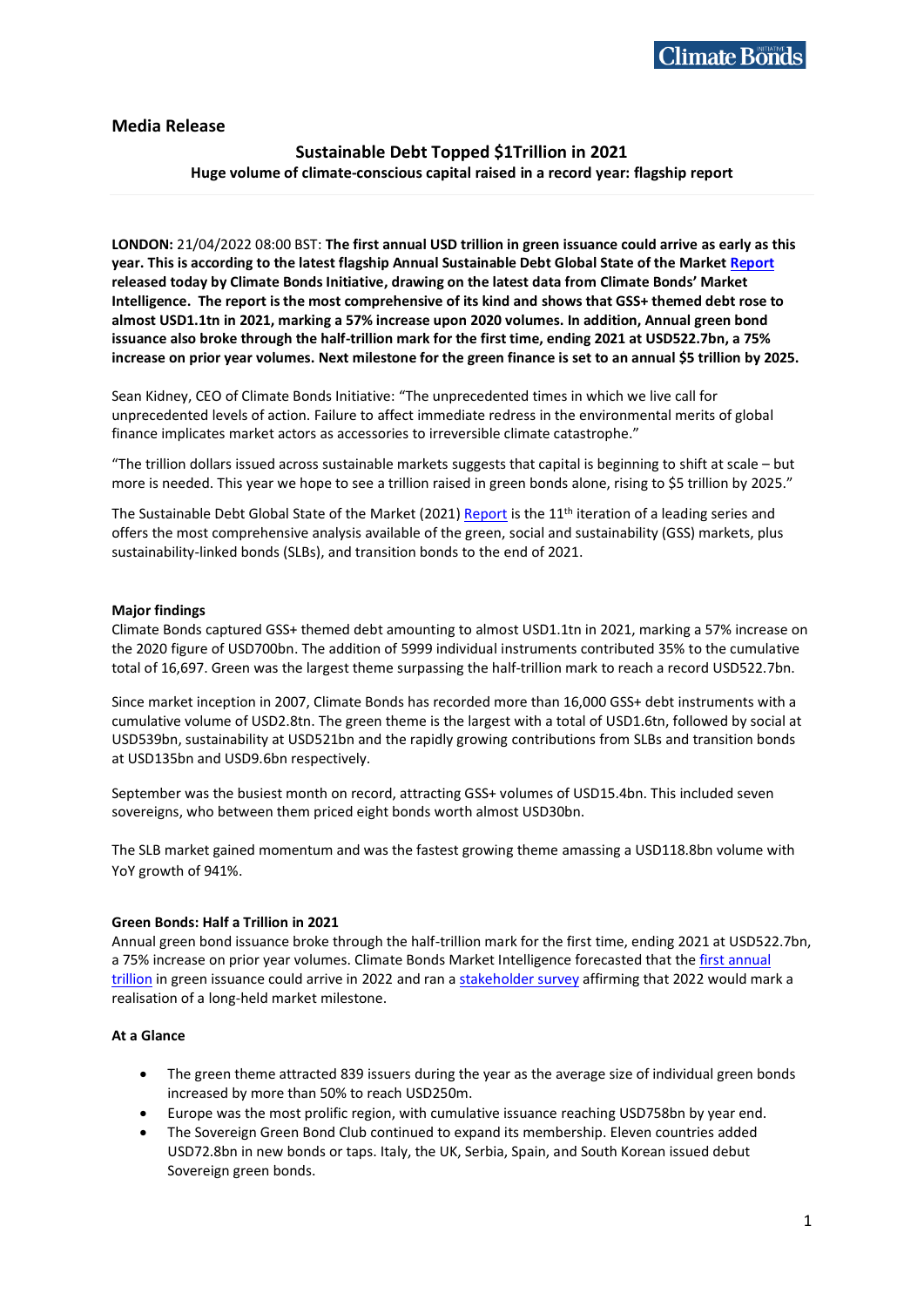**Media Release**

## Sustainable Debt Topped $1Trillion in 2021

**Huge volume of climate-conscious capital raised in a record year: flagship report**

**LONDON:** 21/04/2022 08:00 BST: **The first annual USD trillion in green issuance could arrive as early as this year. This is according to the latest flagship Annual Sustainable Debt Global State of the Market Report released today by Climate Bonds Initiative, drawing on the latest data from Climate Bonds' Market Intelligence. The report is the most comprehensive of its kind and shows that GSS+ themed debt to almost USD1.1tn in 2021, marking a 57% increase upon 2020 volumes. In addition, Annual green debt bond issuance also broke through the half-trillion mark for the first time, ending 2021 at USD522.7bn, a 75% increase on prior year volumes. Next milestone for the green finance is set to an annual $5 trillion by 2025.**

Sean Kidney, CEO of Climate Bonds Initiative: "The unprecedented times in which we live call for unprecedented levels of action. Failure to affect immediate redress in the environmental merits of global finance implicates market actors as accessories to irreversible climate catastrophe."

"The trillion dollars issued across sustainable markets suggests that capital is beginning to shift at scale – but more is needed. This year we hope to see a trillion raised in green bonds alone, rising to $5 trillion by 2025."

The Sustainable Debt Global State of the Market (2021) Report is the 11th iteration of a leading series and offers the most comprehensive analysis available of the green, social and sustainability (GSS) markets, plus sustainability-linked bonds (SLBs), and transition bonds to the end of 2021.

**Major findings**

Climate Bonds captured GSS+ themed debt amounting to almost USD1.1tn in 2021, marking a 57% increase on the 2020 figure of USD700bn. The addition of 5999 individual instruments contributed 35% to the cumulative total of 16,697. Green was the largest theme surpassing the half-trillion mark to reach a record USD522.7bn.

Since market inception in 2007, Climate Bonds has recorded more than 16,000 GSS+ debt instruments with a cumulative volume of USD2.8tn. The green theme is the largest with a total of USD1.6tn, followed by social at USD539bn, sustainability at USD521bn and the rapidly growing contributions from SLBs and transition bonds at USD135bn and USD9.6bn respectively.

September was the busiest month on record, attracting GSS+ volumes of USD15.4bn. This included seven sovereigns, who between them priced eight bonds worth almost USD30bn.

The SLB market gained momentum and was the fastest growing theme amassing a USD118.8bn volume with YoY growth of 941%.

**Green Bonds: Half a Trillion in 2021**

Annual green bond issuance broke through the half-trillion mark for the first time, ending 2021 at USD522.7bn, a 75% increase on prior year volumes. Climate Bonds Market Intelligence forecasted that the first annual trillion in green issuance could arrive in 2022 and ran a stakeholder survey affirming that 2022 would mark a realisation of a long-held market milestone.

**At a Glance**

- The green theme attracted 839 issuers during the year as the average size of individual green bonds increased by more than 50% to reach USD250m.
- Europe was the most prolific region, with cumulative issuance reaching USD758bn by year end.
- The Sovereign Green Bond Club continued to expand its membership. Eleven countries added USD72.8bn in new bonds or taps. Italy, the UK, Serbia, Spain, and South Korean issued debut Sovereign green bonds.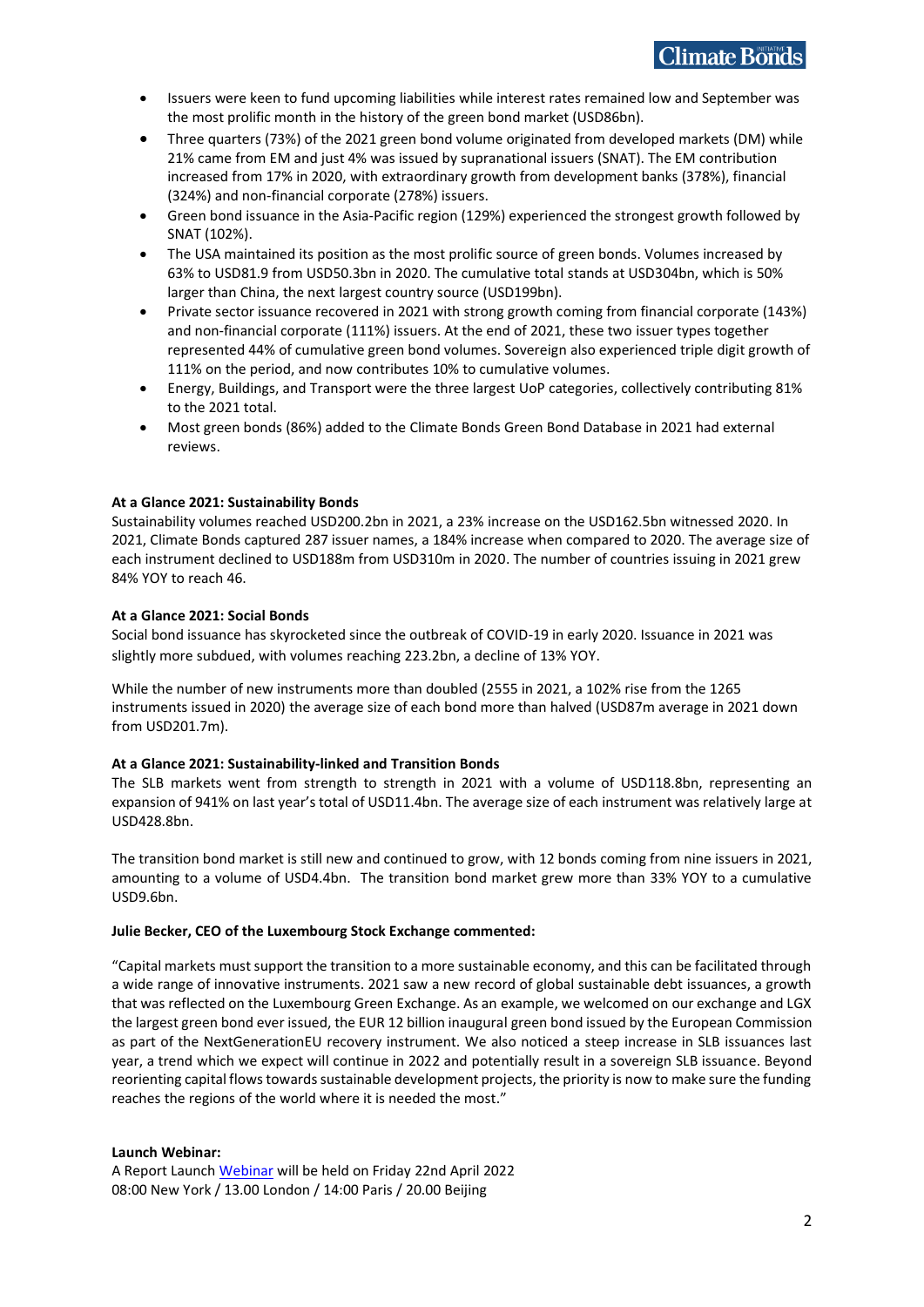- Issuers were keen to fund upcoming liabilities while interest rates remained low and September was the most prolific month in the history of the green bond market (USD86bn).
- Three quarters (73%) of the 2021 green bond volume originated from developed markets (DM) while 21% came from EM and just 4% was issued by supranational issuers (SNAT). The EM contribution increased from 17% in 2020, with extraordinary growth from development banks (378%), financial (324%) and non-financial corporate (278%) issuers.
- Green bond issuance in the Asia-Pacific region (129%) experienced the strongest growth followed by SNAT (102%).
- The USA maintained its position as the most prolific source of green bonds. Volumes increased by 63% to USD81.9 from USD50.3bn in 2020. The cumulative total stands at USD304bn, which is 50% larger than China, the next largest country source (USD199bn).
- Private sector issuance recovered in 2021 with strong growth coming from financial corporate (143%) and non-financial corporate (111%) issuers. At the end of 2021, these two issuer types together represented 44% of cumulative green bond volumes. Sovereign also experienced triple digit growth of 111% on the period, and now contributes 10% to cumulative volumes.
- Energy, Buildings, and Transport were the three largest UoP categories, collectively contributing 81% to the 2021 total.
- Most green bonds (86%) added to the Climate Bonds Green Bond Database in 2021 had external reviews.

**At a Glance 2021: Sustainability Bonds**
Sustainability volumes reached USD200.2bn in 2021, a 23% increase on the USD162.5bn witnessed 2020. In 2021, Climate Bonds captured 287 issuer names, a 184% increase when compared to 2020. The average size of each instrument declined to USD188m from USD310m in 2020. The number of countries issuing in 2021 grew 84% YOY to reach 46.

**At a Glance 2021: Social Bonds**
Social bond issuance has skyrocketed since the outbreak of COVID-19 in early 2020. Issuance in 2021 was slightly more subdued, with volumes reaching 223.2bn, a decline of 13% YOY.

While the number of new instruments more than doubled (2555 in 2021, a 102% rise from the 1265 instruments issued in 2020) the average size of each bond more than halved (USD87m average in 2021 down from USD201.7m).

**At a Glance 2021: Sustainability-linked and Transition Bonds**
The SLB markets went from strength to strength in 2021 with a volume of USD118.8bn, representing an expansion of 941% on last year's total of USD11.4bn. The average size of each instrument was relatively large at USD428.8bn.

The transition bond market is still new and continued to grow, with 12 bonds coming from nine issuers in 2021, amounting to a volume of USD4.4bn. The transition bond market grew more than 33% YOY to a cumulative USD9.6bn.

**Julie Becker, CEO of the Luxembourg Stock Exchange commented:**

"Capital markets must support the transition to a more sustainable economy, and this can be facilitated through a wide range of innovative instruments. 2021 saw a new record of global sustainable debt issuances, a growth that was reflected on the Luxembourg Green Exchange. As an example, we welcomed on our exchange and LGX the largest green bond ever issued, the EUR 12 billion inaugural green bond issued by the European Commission as part of the NextGenerationEU recovery instrument. We also noticed a steep increase in SLB issuances last year, a trend which we expect will continue in 2022 and potentially result in a sovereign SLB issuance. Beyond reorienting capital flows towards sustainable development projects, the priority is now to make sure the funding reaches the regions of the world where it is needed the most."

**Launch Webinar:**
A Report Launch Webinar will be held on Friday 22nd April 2022
08:00 New York / 13.00 London / 14:00 Paris / 20.00 Beijing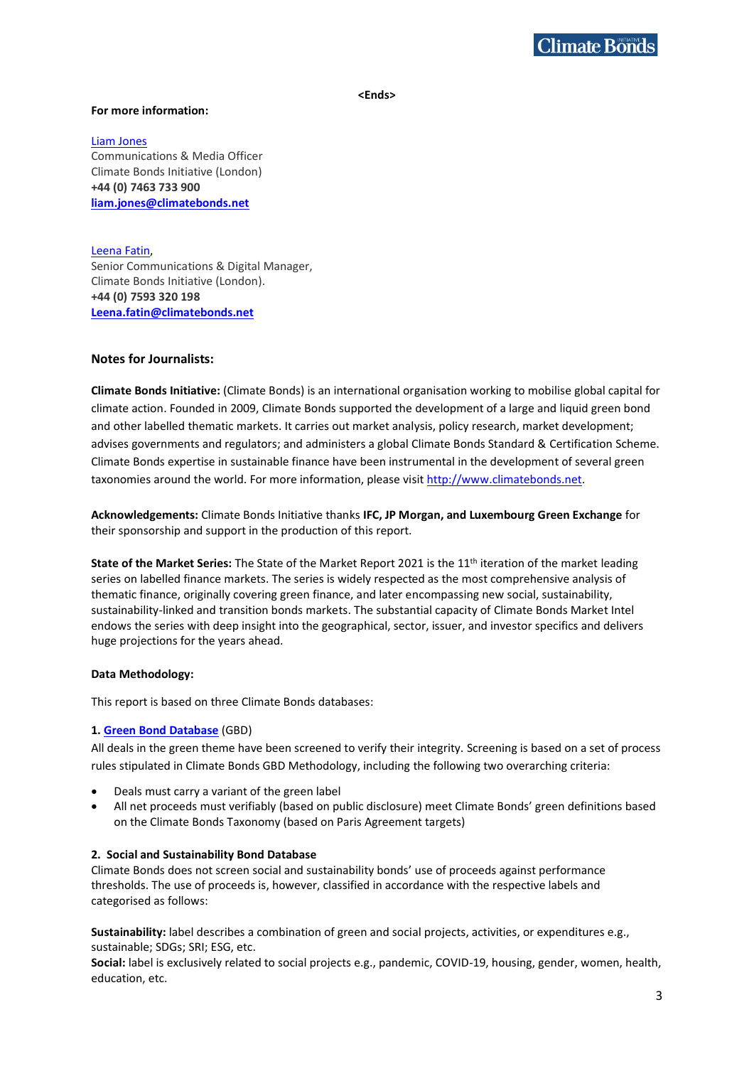<Ends>

**For more information:**

Liam Jones
Communications & Media Officer
Climate Bonds Initiative (London)
**+44 (0) 7463 733 900**
**liam.jones@climatebonds.net**

Leena Fatin,
Senior Communications & Digital Manager,
Climate Bonds Initiative (London).
**+44 (0) 7593 320 198**
**Leena.fatin@climatebonds.net**

### Notes for Journalists:

**Climate Bonds Initiative:** (Climate Bonds) is an international organisation working to mobilise global capital for climate action. Founded in 2009, Climate Bonds supported the development of a large and liquid green bond and other labelled thematic markets. It carries out market analysis, policy research, market development; advises governments and regulators; and administers a global Climate Bonds Standard & Certification Scheme. Climate Bonds expertise in sustainable finance have been instrumental in the development of several green taxonomies around the world. For more information, please visit http://www.climatebonds.net.

**Acknowledgements:** Climate Bonds Initiative thanks **IFC, JP Morgan, and Luxembourg Green Exchange** for their sponsorship and support in the production of this report.

**State of the Market Series:** The State of the Market Report 2021 is the 11th iteration of the market leading series on labelled finance markets. The series is widely respected as the most comprehensive analysis of thematic finance, originally covering green finance, and later encompassing new social, sustainability, sustainability-linked and transition bonds markets. The substantial capacity of Climate Bonds Market Intel endows the series with deep insight into the geographical, sector, issuer, and investor specifics and delivers huge projections for the years ahead.

**Data Methodology:**

This report is based on three Climate Bonds databases:

**1. Green Bond Database** (GBD)
All deals in the green theme have been screened to verify their integrity. Screening is based on a set of process rules stipulated in Climate Bonds GBD Methodology, including the following two overarching criteria:

- Deals must carry a variant of the green label
- All net proceeds must verifiably (based on public disclosure) meet Climate Bonds' green definitions based on the Climate Bonds Taxonomy (based on Paris Agreement targets)

**2. Social and Sustainability Bond Database**
Climate Bonds does not screen social and sustainability bonds' use of proceeds against performance thresholds. The use of proceeds is, however, classified in accordance with the respective labels and categorised as follows:

**Sustainability:** label describes a combination of green and social projects, activities, or expenditures e.g., sustainable; SDGs; SRI; ESG, etc.
**Social:** label is exclusively related to social projects e.g., pandemic, COVID-19, housing, gender, women, health, education, etc.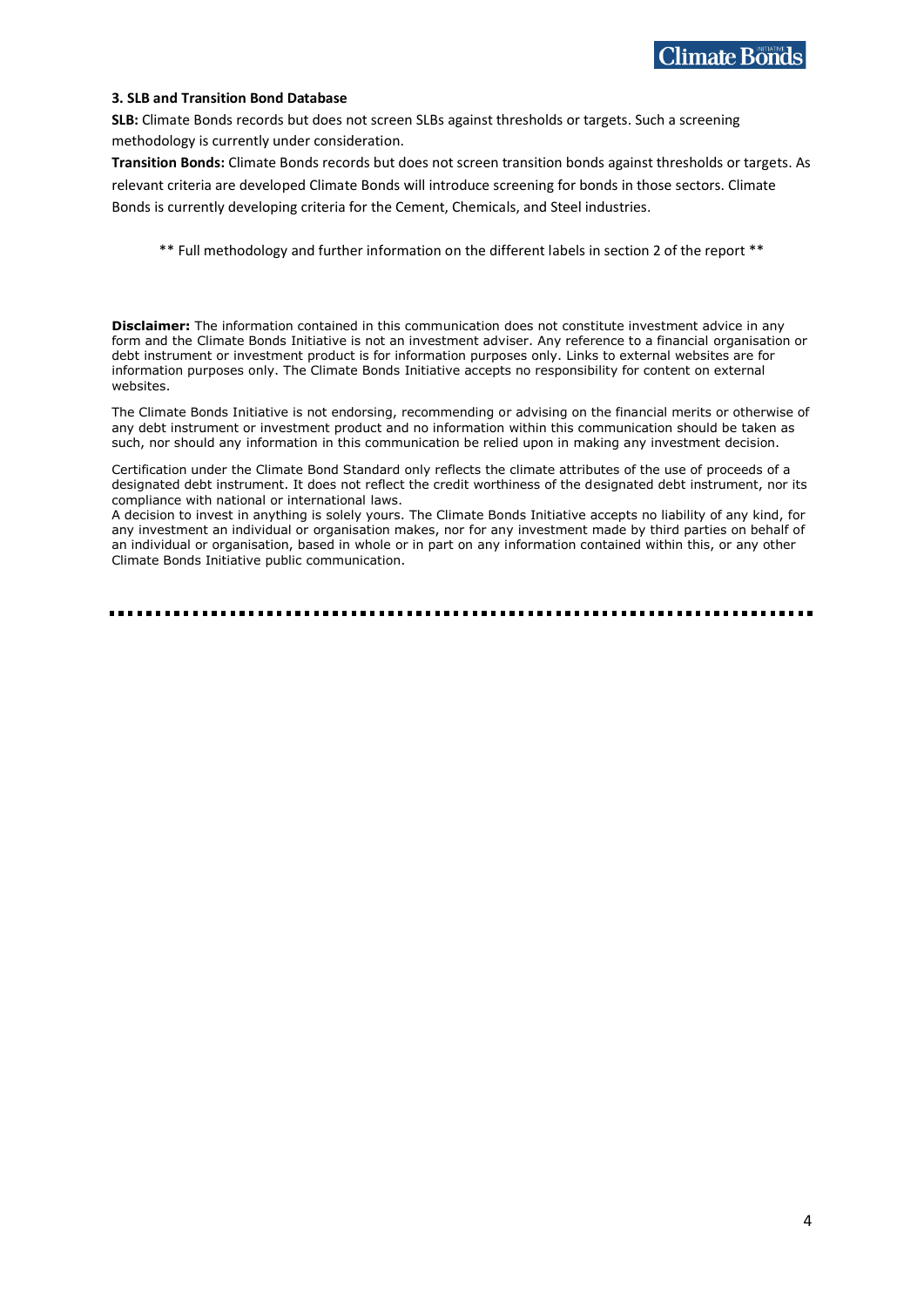### 3. SLB and Transition Bond Database

**SLB:** Climate Bonds records but does not screen SLBs against thresholds or targets. Such a screening methodology is currently under consideration.

**Transition Bonds:** Climate Bonds records but does not screen transition bonds against thresholds or targets. As relevant criteria are developed Climate Bonds will introduce screening for bonds in those sectors. Climate Bonds is currently developing criteria for the Cement, Chemicals, and Steel industries.

** Full methodology and further information on the different labels in section 2 of the report **

**Disclaimer:** The information contained in this communication does not constitute investment advice in any form and the Climate Bonds Initiative is not an investment adviser. Any reference to a financial organisation or debt instrument or investment product is for information purposes only. Links to external websites are for information purposes only. The Climate Bonds Initiative accepts no responsibility for content on external websites.

The Climate Bonds Initiative is not endorsing, recommending or advising on the financial merits or otherwise of any debt instrument or investment product and no information within this communication should be taken as such, nor should any information in this communication be relied upon in making any investment decision.

Certification under the Climate Bond Standard only reflects the climate attributes of the use of proceeds of a designated debt instrument. It does not reflect the credit worthiness of the designated debt instrument, nor its compliance with national or international laws.
A decision to invest in anything is solely yours. The Climate Bonds Initiative accepts no liability of any kind, for any investment an individual or organisation makes, nor for any investment made by third parties on behalf of an individual or organisation, based in whole or in part on any information contained within this, or any other Climate Bonds Initiative public communication.